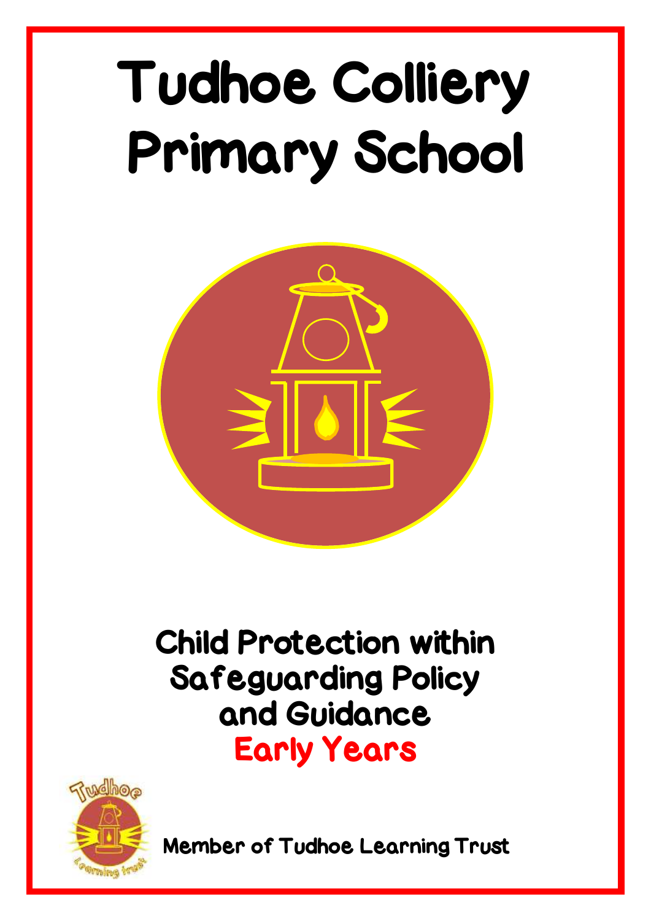# Tudhoe Colliery Primary School

## Child Protection within Safeguarding Policy and Guidance

## Early Years

Member of Tudhoe Learning Trust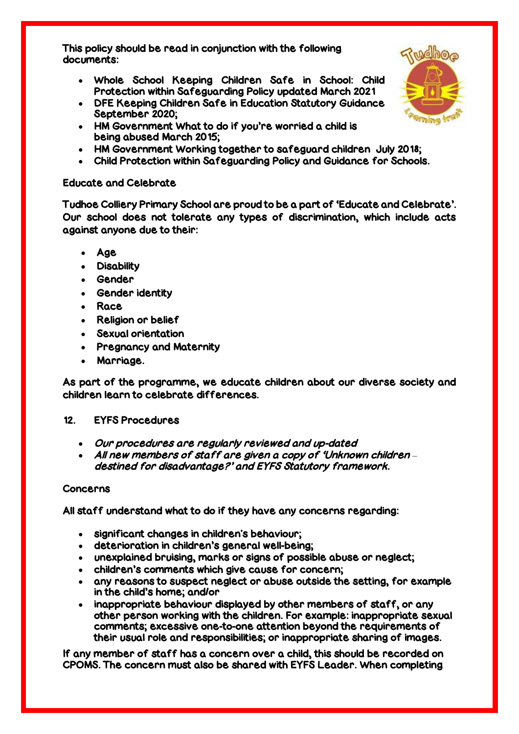This policy should be read in conjunction with the following documents:

- Whole School Keeping Children Safe in School: Child Protection within Safeguarding Policy updated March 2021
- DFE Keeping Children Safe in Education Statutory Guidance September 2020;
- HM Government What to do if you're worried a child is being abused March 2015;
- HM Government Working together to safeguard children July 2018;
- Child Protection within Safeguarding Policy and Guidance for Schools.

**Educate and Celebrate**

Tudhoe Colliery Primary School are proud to be a part of 'Educate and Celebrate'. Our school does not tolerate any types of discrimination, which include acts against anyone due to their:

- Age
- Disability
- Gender
- Gender identity
- Race
- Religion or belief
- Sexual orientation
- Pregnancy and Maternity
- Marriage.

As part of the programme, we educate children about our diverse society and children learn to celebrate differences.

## 12. EYFS Procedures

- *Our procedures are regularly reviewed and up-dated*
- *All new members of staff are given a copy of 'Unknown children – destined for disadvantage?' and EYFS Statutory framework.*

**Concerns**

All staff understand what to do if they have any concerns regarding:

- significant changes in children's behaviour;
- deterioration in children's general well-being;
- unexplained bruising, marks or signs of possible abuse or neglect;
- children's comments which give cause for concern;
- any reasons to suspect neglect or abuse outside the setting, for example in the child's home; and/or
- inappropriate behaviour displayed by other members of staff, or any other person working with the children. For example: inappropriate sexual comments; excessive one-to-one attention beyond the requirements of their usual role and responsibilities; or inappropriate sharing of images.

If any member of staff has a concern over a child, this should be recorded on CPOMS. The concern must also be shared with EYFS Leader. When completing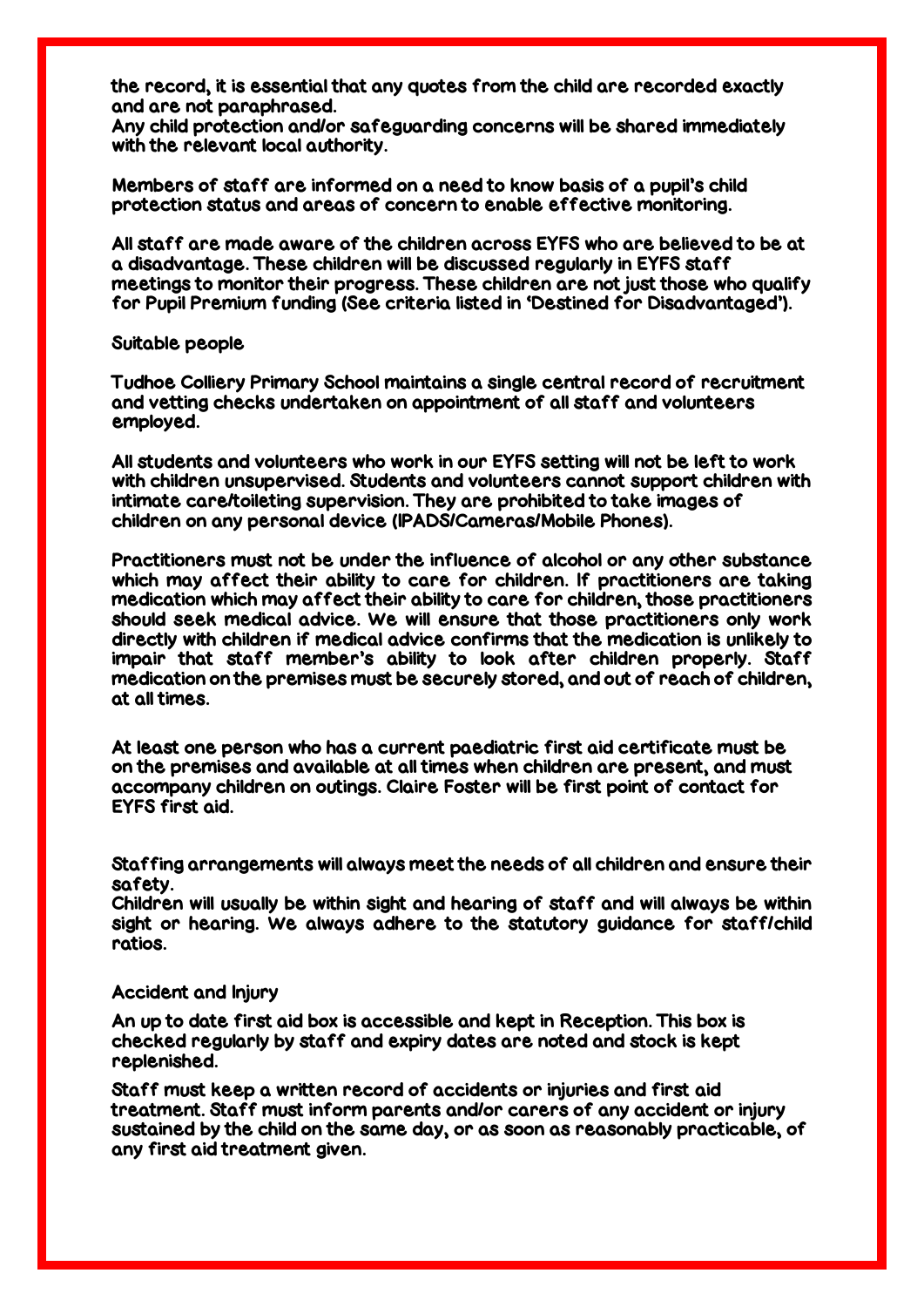the record, it is essential that any quotes from the child are recorded exactly and are not paraphrased.
Any child protection and/or safeguarding concerns will be shared immediately with the relevant local authority.

Members of staff are informed on a need to know basis of a pupil's child protection status and areas of concern to enable effective monitoring.

All staff are made aware of the children across EYFS who are believed to be at a disadvantage. These children will be discussed regularly in EYFS staff meetings to monitor their progress. These children are not just those who qualify for Pupil Premium funding (See criteria listed in 'Destined for Disadvantaged').

## Suitable people

Tudhoe Colliery Primary School maintains a single central record of recruitment and vetting checks undertaken on appointment of all staff and volunteers employed.

All students and volunteers who work in our EYFS setting will not be left to work with children unsupervised. Students and volunteers cannot support children with intimate care/toileting supervision. They are prohibited to take images of children on any personal device (IPADS/Cameras/Mobile Phones).

Practitioners must not be under the influence of alcohol or any other substance which may affect their ability to care for children. If practitioners are taking medication which may affect their ability to care for children, those practitioners should seek medical advice. We will ensure that those practitioners only work directly with children if medical advice confirms that the medication is unlikely to impair that staff member's ability to look after children properly. Staff medication on the premises must be securely stored, and out of reach of children, at all times.

At least one person who has a current paediatric first aid certificate must be on the premises and available at all times when children are present, and must accompany children on outings. Claire Foster will be first point of contact for EYFS first aid.

Staffing arrangements will always meet the needs of all children and ensure their safety.
Children will usually be within sight and hearing of staff and will always be within sight or hearing. We always adhere to the statutory guidance for staff/child ratios.

## Accident and Injury

An up to date first aid box is accessible and kept in Reception. This box is checked regularly by staff and expiry dates are noted and stock is kept replenished.

Staff must keep a written record of accidents or injuries and first aid treatment. Staff must inform parents and/or carers of any accident or injury sustained by the child on the same day, or as soon as reasonably practicable, of any first aid treatment given.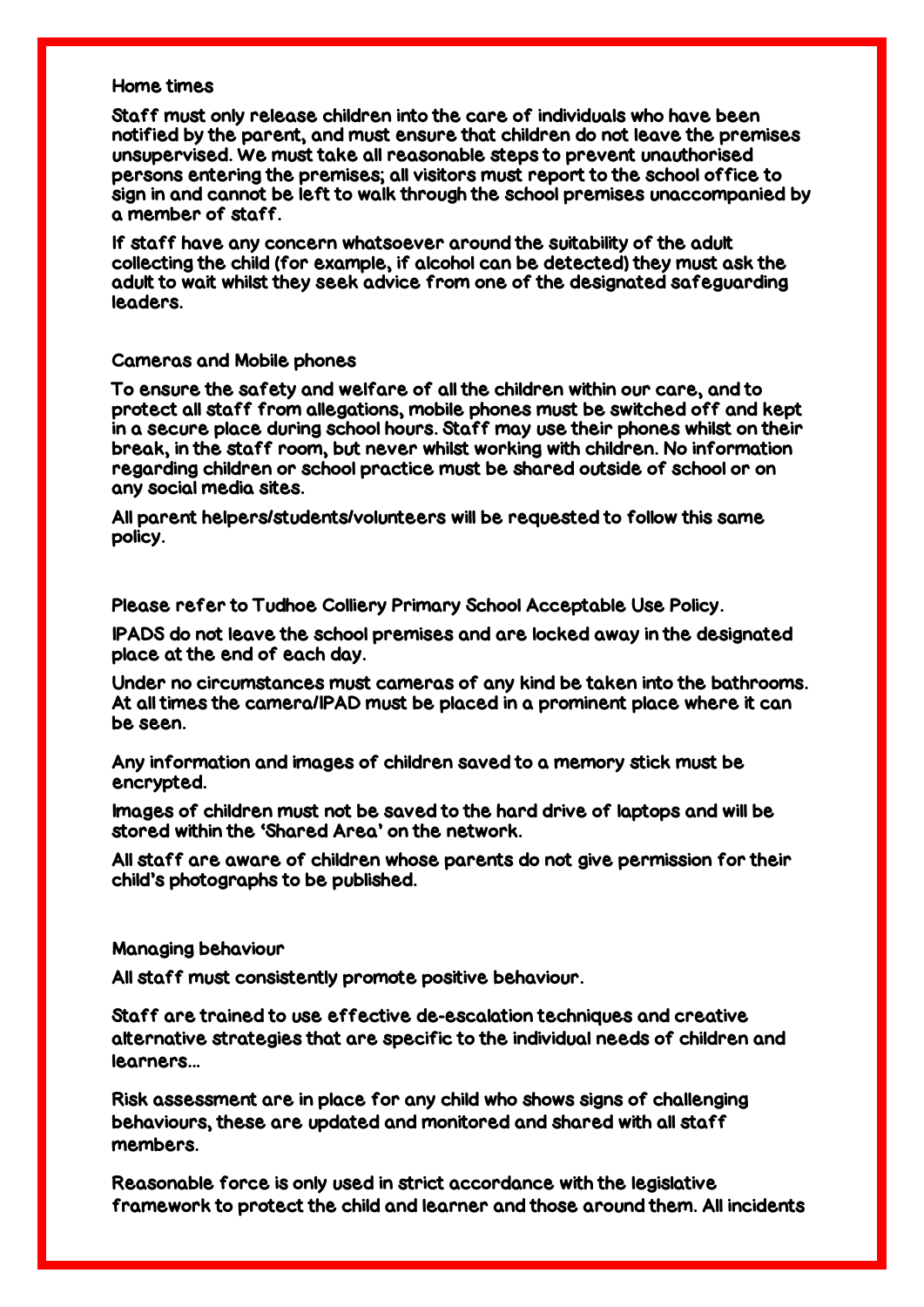### Home times

Staff must only release children into the care of individuals who have been notified by the parent, and must ensure that children do not leave the premises unsupervised. We must take all reasonable steps to prevent unauthorised persons entering the premises; all visitors must report to the school office to sign in and cannot be left to walk through the school premises unaccompanied by a member of staff.

If staff have any concern whatsoever around the suitability of the adult collecting the child (for example, if alcohol can be detected) they must ask the adult to wait whilst they seek advice from one of the designated safeguarding leaders.

### Cameras and Mobile phones

To ensure the safety and welfare of all the children within our care, and to protect all staff from allegations, mobile phones must be switched off and kept in a secure place during school hours. Staff may use their phones whilst on their break, in the staff room, but never whilst working with children. No information regarding children or school practice must be shared outside of school or on any social media sites.

All parent helpers/students/volunteers will be requested to follow this same policy.

Please refer to Tudhoe Colliery Primary School Acceptable Use Policy.

IPADS do not leave the school premises and are locked away in the designated place at the end of each day.

Under no circumstances must cameras of any kind be taken into the bathrooms. At all times the camera/IPAD must be placed in a prominent place where it can be seen.

Any information and images of children saved to a memory stick must be encrypted.

Images of children must not be saved to the hard drive of laptops and will be stored within the 'Shared Area' on the network.

All staff are aware of children whose parents do not give permission for their child's photographs to be published.

### Managing behaviour

All staff must consistently promote positive behaviour.

Staff are trained to use effective de-escalation techniques and creative alternative strategies that are specific to the individual needs of children and learners…

Risk assessment are in place for any child who shows signs of challenging behaviours, these are updated and monitored and shared with all staff members.

Reasonable force is only used in strict accordance with the legislative framework to protect the child and learner and those around them. All incidents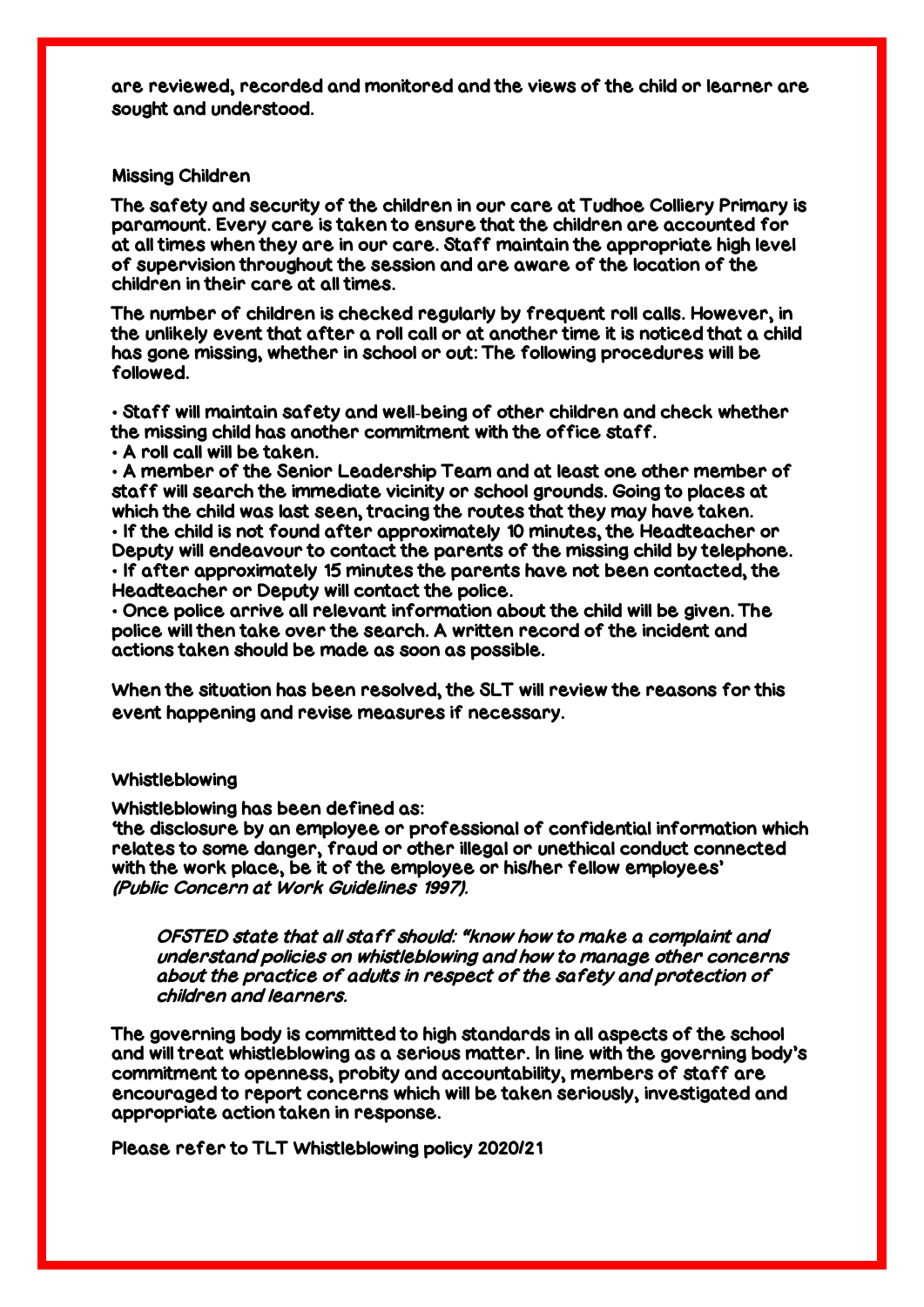are reviewed, recorded and monitored and the views of the child or learner are sought and understood.

## Missing Children

The safety and security of the children in our care at Tudhoe Colliery Primary is paramount. Every care is taken to ensure that the children are accounted for at all times when they are in our care. Staff maintain the appropriate high level of supervision throughout the session and are aware of the location of the children in their care at all times.

The number of children is checked regularly by frequent roll calls. However, in the unlikely event that after a roll call or at another time it is noticed that a child has gone missing, whether in school or out: The following procedures will be followed.

- Staff will maintain safety and well-being of other children and check whether the missing child has another commitment with the office staff.
- A roll call will be taken.
- A member of the Senior Leadership Team and at least one other member of staff will search the immediate vicinity or school grounds. Going to places at which the child was last seen, tracing the routes that they may have taken.
- If the child is not found after approximately 10 minutes, the Headteacher or Deputy will endeavour to contact the parents of the missing child by telephone.
- If after approximately 15 minutes the parents have not been contacted, the Headteacher or Deputy will contact the police.
- Once police arrive all relevant information about the child will be given. The police will then take over the search. A written record of the incident and actions taken should be made as soon as possible.

When the situation has been resolved, the SLT will review the reasons for this event happening and revise measures if necessary.

## Whistleblowing

Whistleblowing has been defined as:
'the disclosure by an employee or professional of confidential information which relates to some danger, fraud or other illegal or unethical conduct connected with the work place, be it of the employee or his/her fellow employees'
*(Public Concern at Work Guidelines 1997).*

> *OFSTED state that all staff should: "know how to make a complaint and understand policies on whistleblowing and how to manage other concerns about the practice of adults in respect of the safety and protection of children and learners.*

The governing body is committed to high standards in all aspects of the school and will treat whistleblowing as a serious matter. In line with the governing body's commitment to openness, probity and accountability, members of staff are encouraged to report concerns which will be taken seriously, investigated and appropriate action taken in response.

Please refer to TLT Whistleblowing policy 2020/21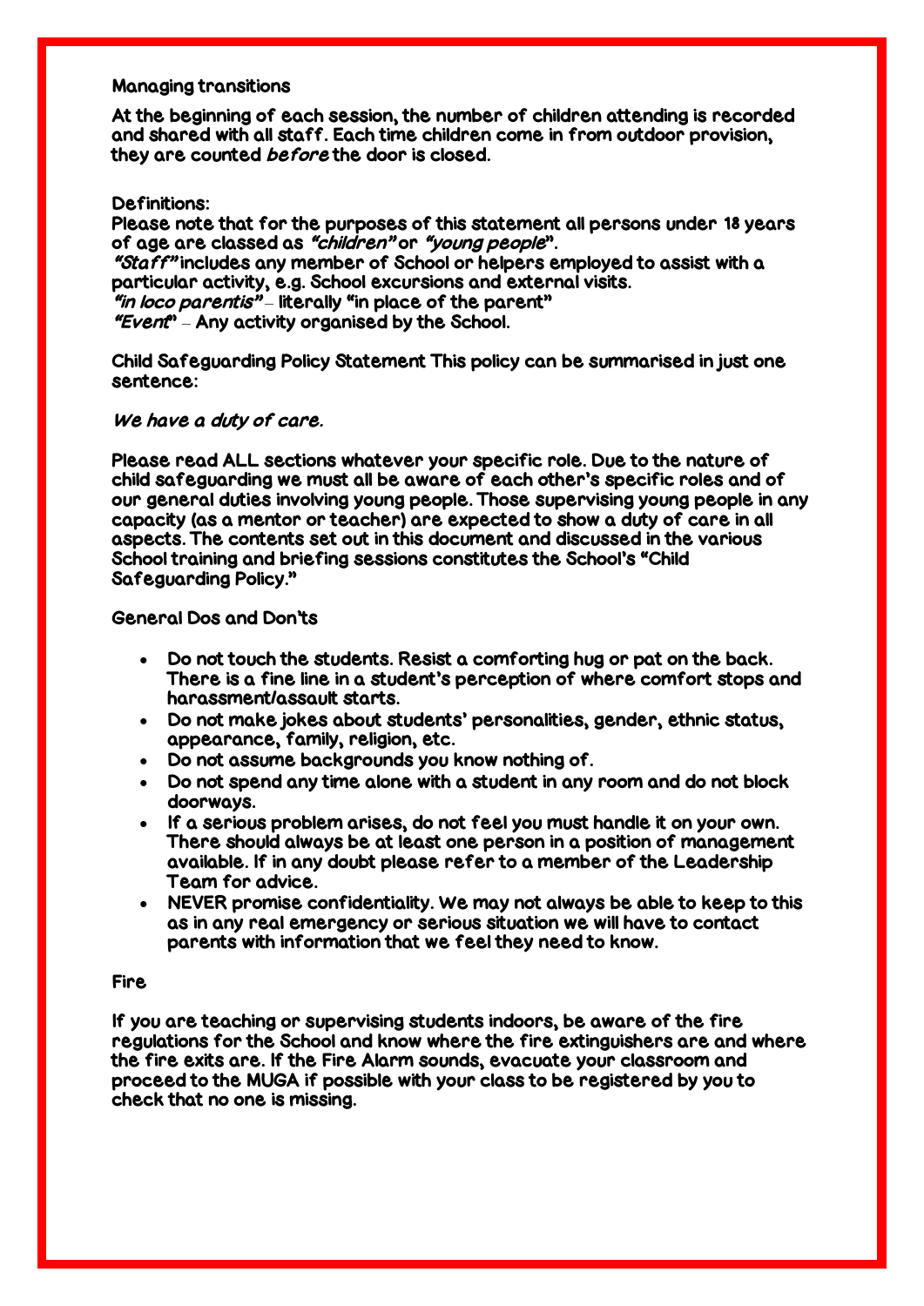## Managing transitions

At the beginning of each session, the number of children attending is recorded and shared with all staff. Each time children come in from outdoor provision, they are counted *before* the door is closed.

## Definitions:

Please note that for the purposes of this statement all persons under 18 years of age are classed as *"children"* or *"young people*".
*"Staff"* includes any member of School or helpers employed to assist with a particular activity, e.g. School excursions and external visits.
*"in loco parentis"* – literally "in place of the parent"
*"Event*" – Any activity organised by the School.

Child Safeguarding Policy Statement This policy can be summarised in just one sentence:

***We have a duty of care.***

Please read ALL sections whatever your specific role. Due to the nature of child safeguarding we must all be aware of each other's specific roles and of our general duties involving young people. Those supervising young people in any capacity (as a mentor or teacher) are expected to show a duty of care in all aspects. The contents set out in this document and discussed in the various School training and briefing sessions constitutes the School's "Child Safeguarding Policy."

## General Dos and Don'ts

- Do not touch the students. Resist a comforting hug or pat on the back. There is a fine line in a student's perception of where comfort stops and harassment/assault starts.
- Do not make jokes about students' personalities, gender, ethnic status, appearance, family, religion, etc.
- Do not assume backgrounds you know nothing of.
- Do not spend any time alone with a student in any room and do not block doorways.
- If a serious problem arises, do not feel you must handle it on your own. There should always be at least one person in a position of management available. If in any doubt please refer to a member of the Leadership Team for advice.
- NEVER promise confidentiality. We may not always be able to keep to this as in any real emergency or serious situation we will have to contact parents with information that we feel they need to know.

## Fire

If you are teaching or supervising students indoors, be aware of the fire regulations for the School and know where the fire extinguishers are and where the fire exits are. If the Fire Alarm sounds, evacuate your classroom and proceed to the MUGA if possible with your class to be registered by you to check that no one is missing.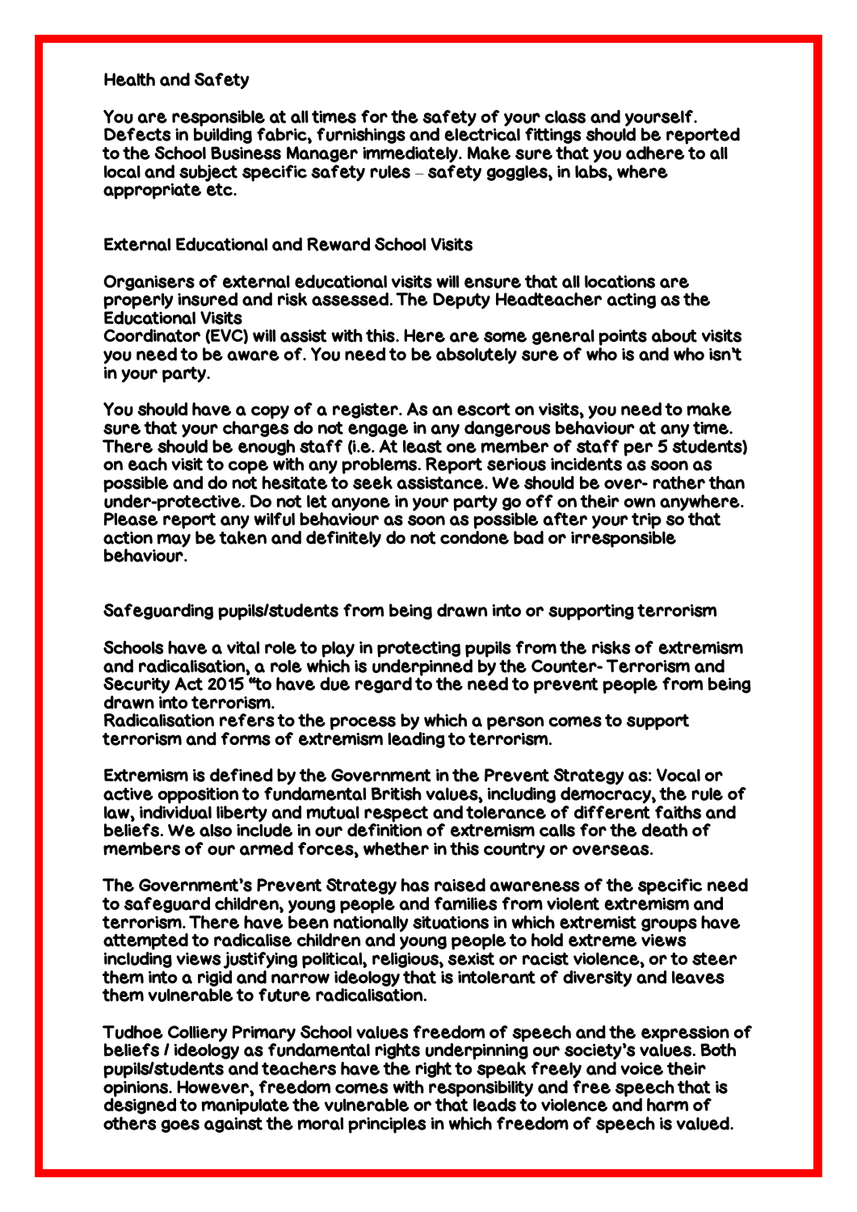## Health and Safety

You are responsible at all times for the safety of your class and yourself. Defects in building fabric, furnishings and electrical fittings should be reported to the School Business Manager immediately. Make sure that you adhere to all local and subject specific safety rules – safety goggles, in labs, where appropriate etc.

## External Educational and Reward School Visits

Organisers of external educational visits will ensure that all locations are properly insured and risk assessed. The Deputy Headteacher acting as the Educational Visits
Coordinator (EVC) will assist with this. Here are some general points about visits you need to be aware of. You need to be absolutely sure of who is and who isn't in your party.

You should have a copy of a register. As an escort on visits, you need to make sure that your charges do not engage in any dangerous behaviour at any time. There should be enough staff (i.e. At least one member of staff per 5 students) on each visit to cope with any problems. Report serious incidents as soon as possible and do not hesitate to seek assistance. We should be over- rather than under-protective. Do not let anyone in your party go off on their own anywhere. Please report any wilful behaviour as soon as possible after your trip so that action may be taken and definitely do not condone bad or irresponsible behaviour.

## Safeguarding pupils/students from being drawn into or supporting terrorism

Schools have a vital role to play in protecting pupils from the risks of extremism and radicalisation, a role which is underpinned by the Counter- Terrorism and Security Act 2015 "to have due regard to the need to prevent people from being drawn into terrorism.
Radicalisation refers to the process by which a person comes to support terrorism and forms of extremism leading to terrorism.

Extremism is defined by the Government in the Prevent Strategy as: Vocal or active opposition to fundamental British values, including democracy, the rule of law, individual liberty and mutual respect and tolerance of different faiths and beliefs. We also include in our definition of extremism calls for the death of members of our armed forces, whether in this country or overseas.

The Government's Prevent Strategy has raised awareness of the specific need to safeguard children, young people and families from violent extremism and terrorism. There have been nationally situations in which extremist groups have attempted to radicalise children and young people to hold extreme views including views justifying political, religious, sexist or racist violence, or to steer them into a rigid and narrow ideology that is intolerant of diversity and leaves them vulnerable to future radicalisation.

Tudhoe Colliery Primary School values freedom of speech and the expression of beliefs / ideology as fundamental rights underpinning our society's values. Both pupils/students and teachers have the right to speak freely and voice their opinions. However, freedom comes with responsibility and free speech that is designed to manipulate the vulnerable or that leads to violence and harm of others goes against the moral principles in which freedom of speech is valued.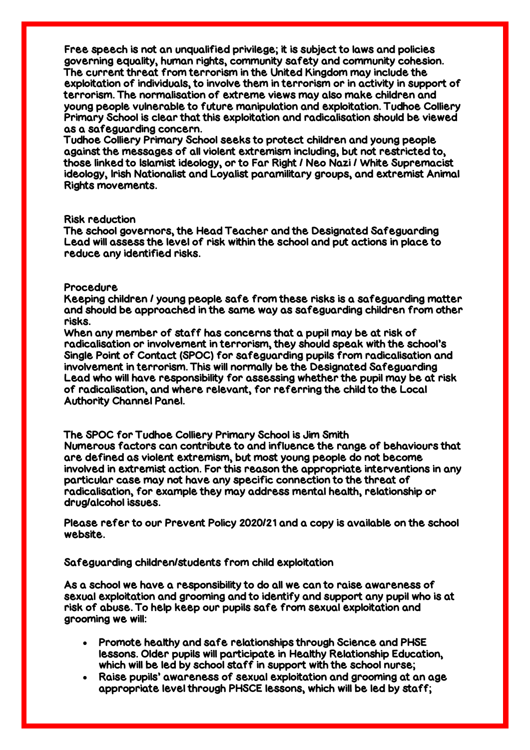Free speech is not an unqualified privilege; it is subject to laws and policies governing equality, human rights, community safety and community cohesion. The current threat from terrorism in the United Kingdom may include the exploitation of individuals, to involve them in terrorism or in activity in support of terrorism. The normalisation of extreme views may also make children and young people vulnerable to future manipulation and exploitation. Tudhoe Colliery Primary School is clear that this exploitation and radicalisation should be viewed as a safeguarding concern.

Tudhoe Colliery Primary School seeks to protect children and young people against the messages of all violent extremism including, but not restricted to, those linked to Islamist ideology, or to Far Right / Neo Nazi / White Supremacist ideology, Irish Nationalist and Loyalist paramilitary groups, and extremist Animal Rights movements.

Risk reduction

The school governors, the Head Teacher and the Designated Safeguarding Lead will assess the level of risk within the school and put actions in place to reduce any identified risks.

Procedure

Keeping children / young people safe from these risks is a safeguarding matter and should be approached in the same way as safeguarding children from other risks.

When any member of staff has concerns that a pupil may be at risk of radicalisation or involvement in terrorism, they should speak with the school's Single Point of Contact (SPOC) for safeguarding pupils from radicalisation and involvement in terrorism. This will normally be the Designated Safeguarding Lead who will have responsibility for assessing whether the pupil may be at risk of radicalisation, and where relevant, for referring the child to the Local Authority Channel Panel.

The SPOC for Tudhoe Colliery Primary School is Jim Smith

Numerous factors can contribute to and influence the range of behaviours that are defined as violent extremism, but most young people do not become involved in extremist action. For this reason the appropriate interventions in any particular case may not have any specific connection to the threat of radicalisation, for example they may address mental health, relationship or drug/alcohol issues.

Please refer to our Prevent Policy 2020/21 and a copy is available on the school website.

Safeguarding children/students from child exploitation

As a school we have a responsibility to do all we can to raise awareness of sexual exploitation and grooming and to identify and support any pupil who is at risk of abuse. To help keep our pupils safe from sexual exploitation and grooming we will:

- Promote healthy and safe relationships through Science and PHSE lessons. Older pupils will participate in Healthy Relationship Education, which will be led by school staff in support with the school nurse;
- Raise pupils' awareness of sexual exploitation and grooming at an age appropriate level through PHSCE lessons, which will be led by staff;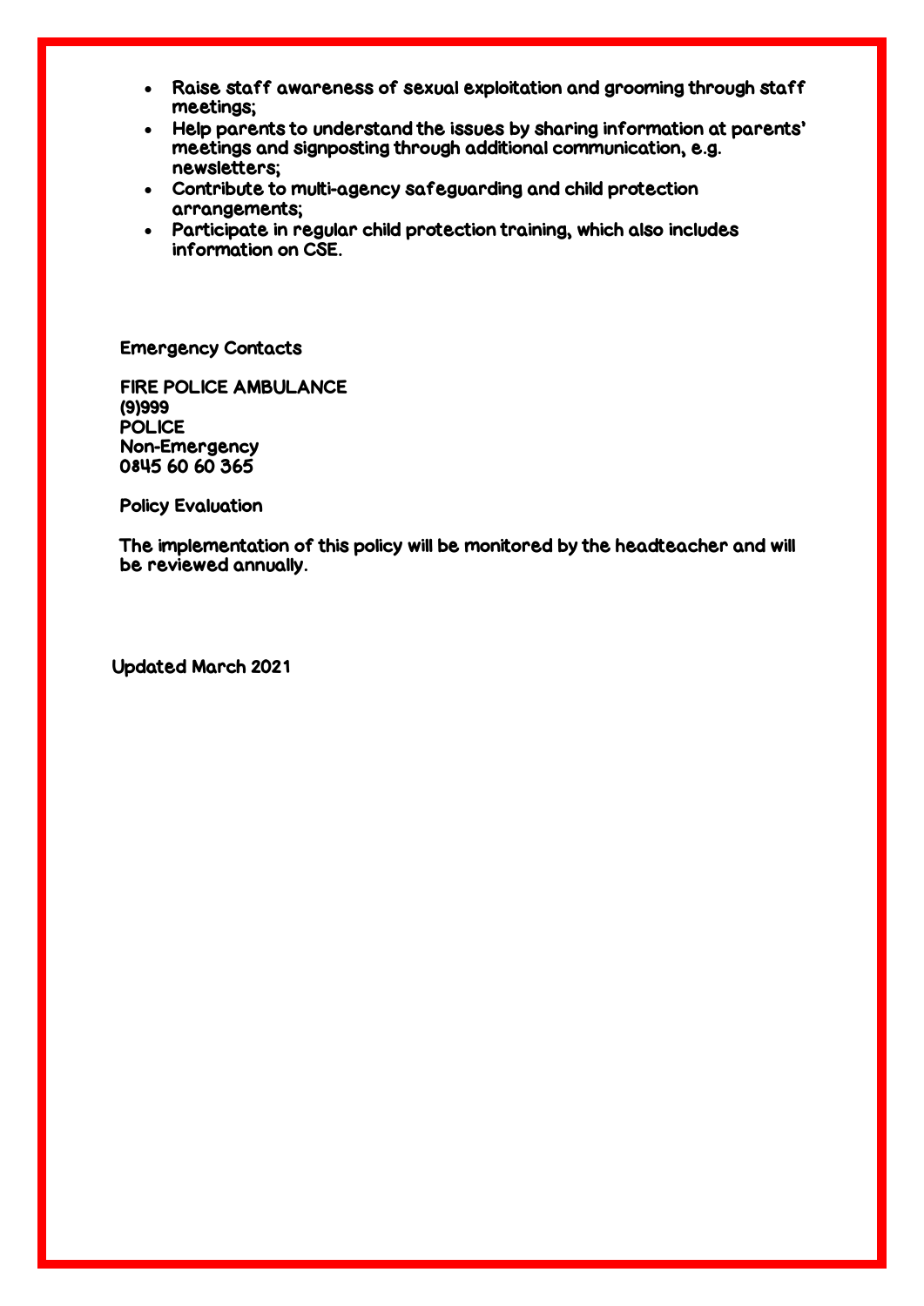- Raise staff awareness of sexual exploitation and grooming through staff meetings;
- Help parents to understand the issues by sharing information at parents' meetings and signposting through additional communication, e.g. newsletters;
- Contribute to multi-agency safeguarding and child protection arrangements;
- Participate in regular child protection training, which also includes information on CSE.

**Emergency Contacts**

FIRE POLICE AMBULANCE
(9)999
POLICE
Non-Emergency
0845 60 60 365

**Policy Evaluation**

The implementation of this policy will be monitored by the headteacher and will be reviewed annually.

Updated March 2021